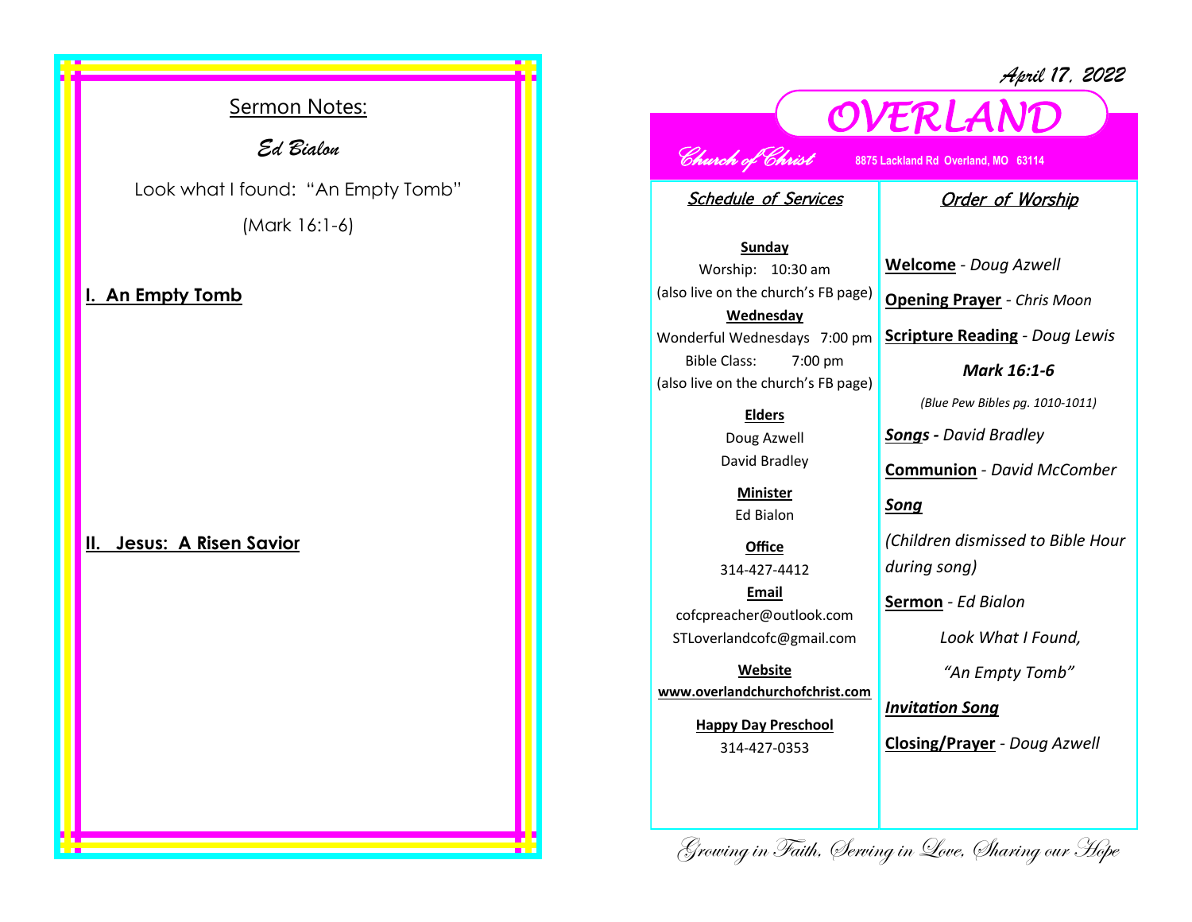## Sermon Notes:

*Ed Bialon*

Look what I found: "An Empty Tomb"

(Mark 16:1-6)

**I. An Empty Tomb**

**II. Jesus: A Risen Savior**

*April 17, 2022*

# OVERLAND

*Church of Christ* **8875 Lackland Rd Overland, MO 63114**

### Schedule of Services

**Sunday**

Worship: 10:30 am

(also live on the church's FB page)

**Wednesday**

Wonderful Wednesdays 7:00 pm

Bible Class: 7:00 pm

(also live on the church's FB page)

**Elders**

Doug Azwell

David Bradley

**Minister**

Ed Bialon

**Office**

314-427-4412

**Email**

cofcpreacher@outlook.com

STLoverlandcofc@gmail.com

**Website**

**www.overlandchurchofchrist.com**

**Happy Day Preschool**

314-427-0353

### Order of Worship

**Welcome** - *Doug Azwell*

**Opening Prayer** - *Chris Moon*

**Scripture Reading** - *Doug Lewis*

***Mark 16:1-6***

*(Blue Pew Bibles pg. 1010-1011)*

***Songs* - *David Bradley***

**Communion** - *David McComber*

***Song***

*(Children dismissed to Bible Hour during song)*

**Sermon** - *Ed Bialon*

*Look What I Found,*

*"An Empty Tomb"*

***Invitation Song***

**Closing/Prayer** - *Doug Azwell*

*Growing in Faith, Serving in Love, Sharing our Hope*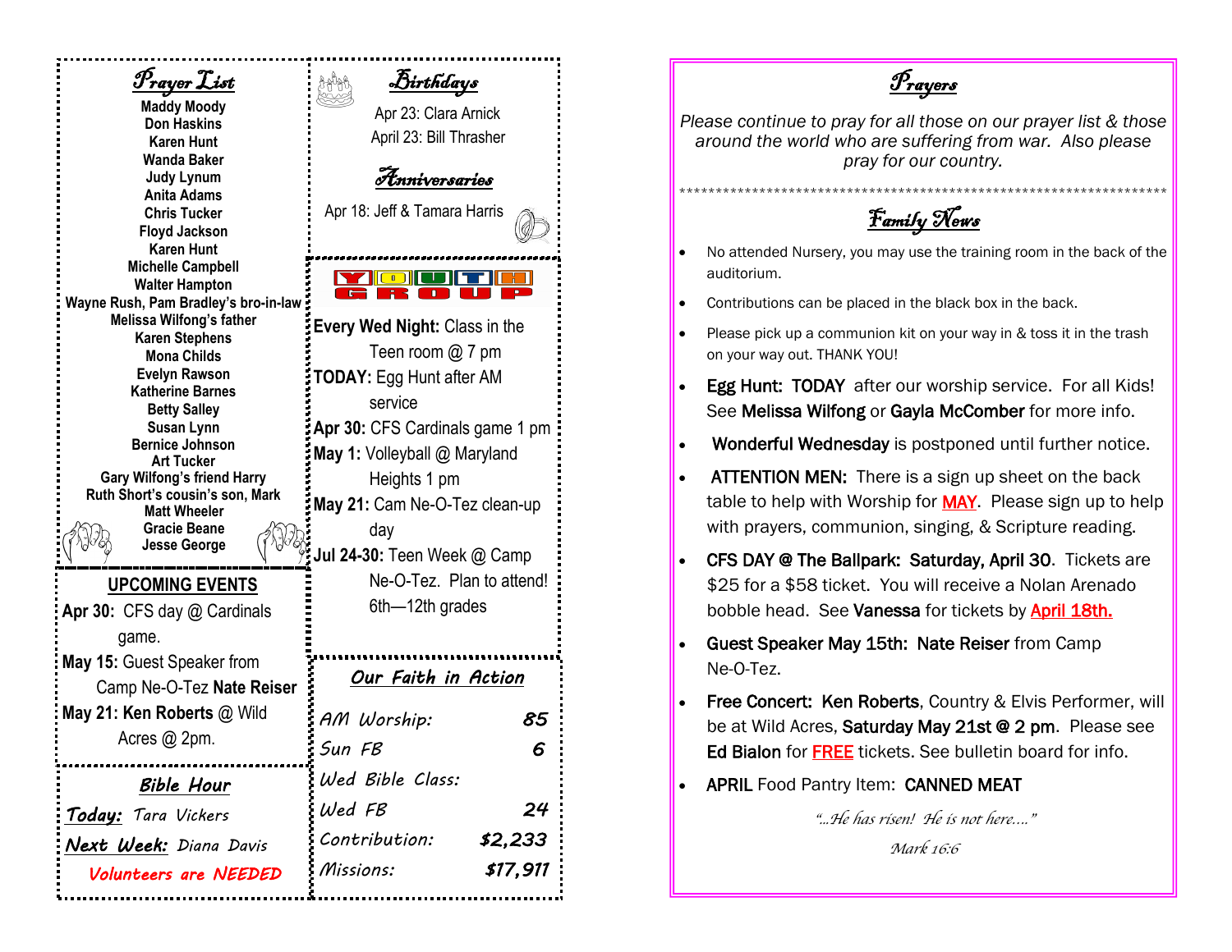## Prayer List

Maddy Moody
Don Haskins
Karen Hunt
Wanda Baker
Judy Lynum
Anita Adams
Chris Tucker
Floyd Jackson
Karen Hunt
Michelle Campbell
Walter Hampton
Wayne Rush, Pam Bradley's bro-in-law
Melissa Wilfong's father
Karen Stephens
Mona Childs
Evelyn Rawson
Katherine Barnes
Betty Salley
Susan Lynn
Bernice Johnson
Art Tucker
Gary Wilfong's friend Harry
Ruth Short's cousin's son, Mark
Matt Wheeler
Gracie Beane
Jesse George

## UPCOMING EVENTS

**Apr 30:** CFS day @ Cardinals game.
**May 15:** Guest Speaker from Camp Ne-O-Tez **Nate Reiser**
**May 21: Ken Roberts** @ Wild Acres @ 2pm.

## Bible Hour

***Today:*** *Tara Vickers*
***Next Week:*** *Diana Davis*
***Volunteers are NEEDED***

## Birthdays

Apr 23: Clara Arnick
April 23: Bill Thrasher

## Anniversaries

Apr 18: Jeff & Tamara Harris

## YOUTH GROUP

**Every Wed Night:** Class in the Teen room @ 7 pm
**TODAY:** Egg Hunt after AM service
**Apr 30:** CFS Cardinals game 1 pm
**May 1:** Volleyball @ Maryland Heights 1 pm
**May 21:** Cam Ne-O-Tez clean-up day
**Jul 24-30:** Teen Week @ Camp Ne-O-Tez. Plan to attend! 6th—12th grades

## Our Faith in Action

| | |
|---|---|
| *AM Worship:* | *85* |
| *Sun FB* | *6* |
| *Wed Bible Class:* | |
| *Wed FB* | *24* |
| *Contribution:* | *$2,233* |
| *Missions:* | *$17,911* |

## Prayers

*Please continue to pray for all those on our prayer list & those around the world who are suffering from war. Also please pray for our country.*

******************************************************************

## Family News

- No attended Nursery, you may use the training room in the back of the auditorium.
- Contributions can be placed in the black box in the back.
- Please pick up a communion kit on your way in & toss it in the trash on your way out. THANK YOU!
- Egg Hunt: TODAY after our worship service. For all Kids! See Melissa Wilfong or Gayla McComber for more info.
- Wonderful Wednesday is postponed until further notice.
- ATTENTION MEN: There is a sign up sheet on the back table to help with Worship for **MAY**. Please sign up to help with prayers, communion, singing, & Scripture reading.
- CFS DAY @ The Ballpark: Saturday, April 30. Tickets are $25 for a $58 ticket. You will receive a Nolan Arenado bobble head. See Vanessa for tickets by **April 18th.**
- Guest Speaker May 15th: Nate Reiser from Camp Ne-O-Tez.
- Free Concert: Ken Roberts, Country & Elvis Performer, will be at Wild Acres, Saturday May 21st @ 2 pm. Please see Ed Bialon for **FREE** tickets. See bulletin board for info.
- APRIL Food Pantry Item: CANNED MEAT

*"...He has risen! He is not here...."*

*Mark 16:6*